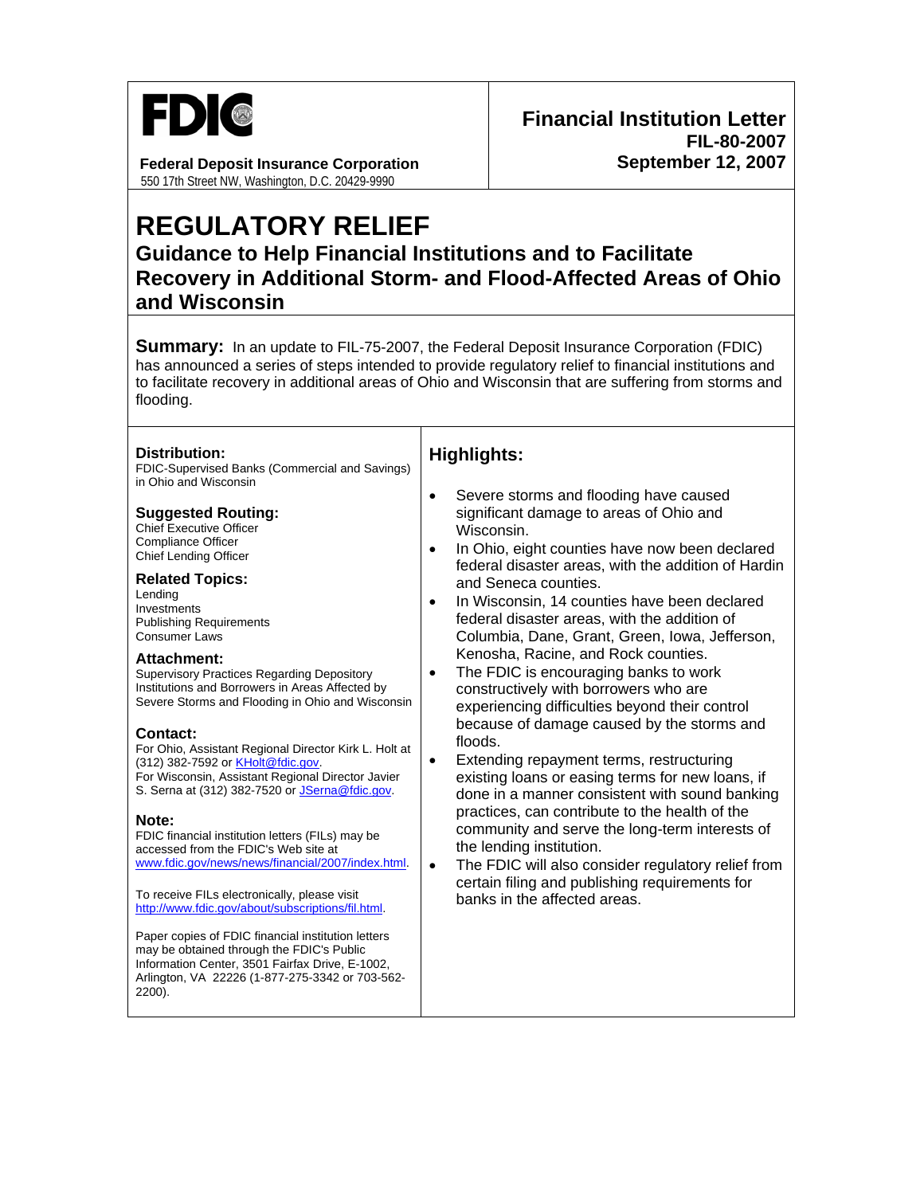**FDIC**

**Federal Deposit Insurance Corporation**
550 17th Street NW, Washington, D.C. 20429-9990

**Financial Institution Letter**
**FIL-80-2007**
**September 12, 2007**

# REGULATORY RELIEF

## Guidance to Help Financial Institutions and to Facilitate Recovery in Additional Storm- and Flood-Affected Areas of Ohio and Wisconsin

**Summary:** In an update to FIL-75-2007, the Federal Deposit Insurance Corporation (FDIC) has announced a series of steps intended to provide regulatory relief to financial institutions and to facilitate recovery in additional areas of Ohio and Wisconsin that are suffering from storms and flooding.

**Distribution:**
FDIC-Supervised Banks (Commercial and Savings) in Ohio and Wisconsin

**Suggested Routing:**
Chief Executive Officer
Compliance Officer
Chief Lending Officer

**Related Topics:**
Lending
Investments
Publishing Requirements
Consumer Laws

**Attachment:**
Supervisory Practices Regarding Depository Institutions and Borrowers in Areas Affected by Severe Storms and Flooding in Ohio and Wisconsin

**Contact:**
For Ohio, Assistant Regional Director Kirk L. Holt at (312) 382-7592 or KHolt@fdic.gov.
For Wisconsin, Assistant Regional Director Javier S. Serna at (312) 382-7520 or JSerna@fdic.gov.

**Note:**
FDIC financial institution letters (FILs) may be accessed from the FDIC's Web site at www.fdic.gov/news/news/financial/2007/index.html.

To receive FILs electronically, please visit http://www.fdic.gov/about/subscriptions/fil.html.

Paper copies of FDIC financial institution letters may be obtained through the FDIC's Public Information Center, 3501 Fairfax Drive, E-1002, Arlington, VA 22226 (1-877-275-3342 or 703-562-2200).

## Highlights:

- Severe storms and flooding have caused significant damage to areas of Ohio and Wisconsin.
- In Ohio, eight counties have now been declared federal disaster areas, with the addition of Hardin and Seneca counties.
- In Wisconsin, 14 counties have been declared federal disaster areas, with the addition of Columbia, Dane, Grant, Green, Iowa, Jefferson, Kenosha, Racine, and Rock counties.
- The FDIC is encouraging banks to work constructively with borrowers who are experiencing difficulties beyond their control because of damage caused by the storms and floods.
- Extending repayment terms, restructuring existing loans or easing terms for new loans, if done in a manner consistent with sound banking practices, can contribute to the health of the community and serve the long-term interests of the lending institution.
- The FDIC will also consider regulatory relief from certain filing and publishing requirements for banks in the affected areas.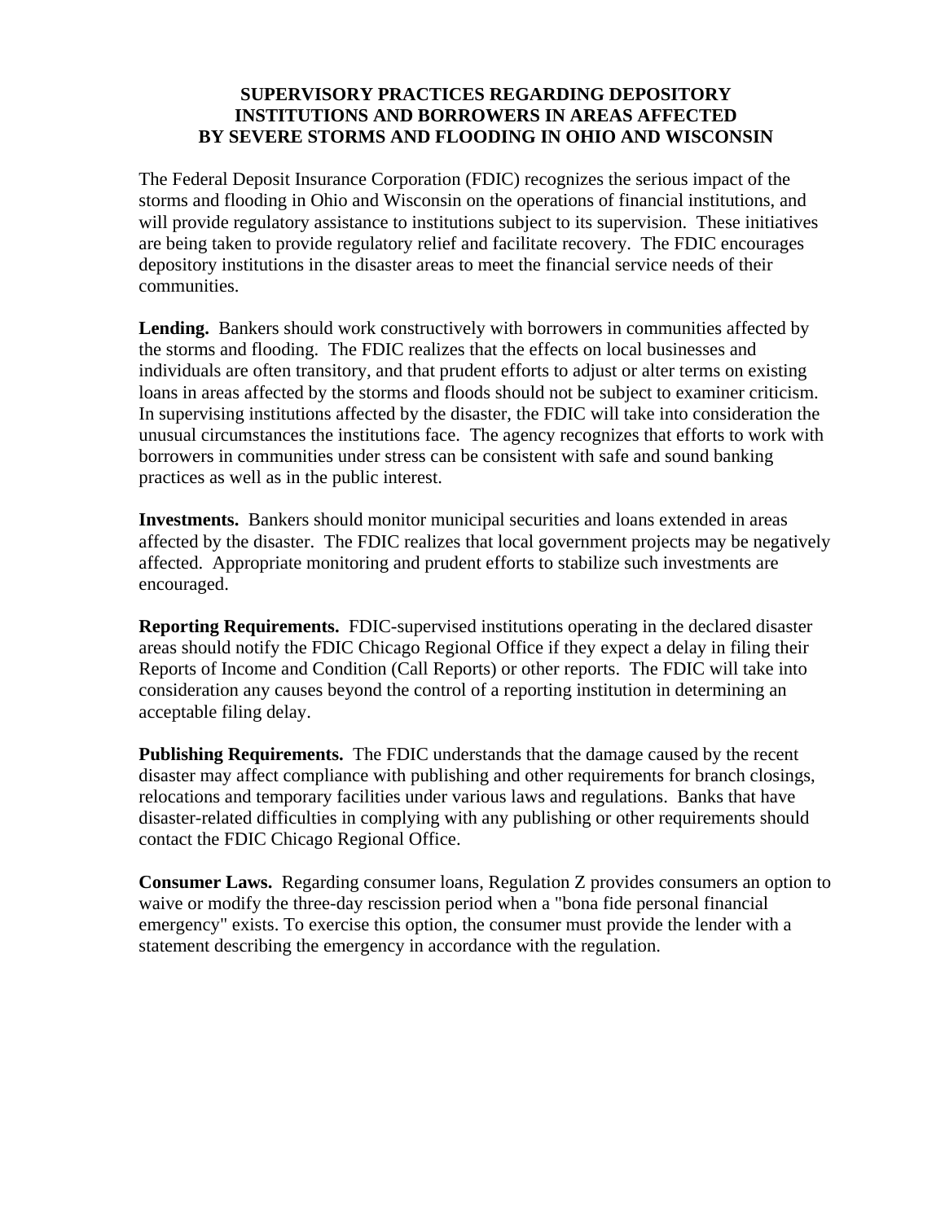# SUPERVISORY PRACTICES REGARDING DEPOSITORY INSTITUTIONS AND BORROWERS IN AREAS AFFECTED BY SEVERE STORMS AND FLOODING IN OHIO AND WISCONSIN

The Federal Deposit Insurance Corporation (FDIC) recognizes the serious impact of the storms and flooding in Ohio and Wisconsin on the operations of financial institutions, and will provide regulatory assistance to institutions subject to its supervision. These initiatives are being taken to provide regulatory relief and facilitate recovery. The FDIC encourages depository institutions in the disaster areas to meet the financial service needs of their communities.

**Lending.** Bankers should work constructively with borrowers in communities affected by the storms and flooding. The FDIC realizes that the effects on local businesses and individuals are often transitory, and that prudent efforts to adjust or alter terms on existing loans in areas affected by the storms and floods should not be subject to examiner criticism. In supervising institutions affected by the disaster, the FDIC will take into consideration the unusual circumstances the institutions face. The agency recognizes that efforts to work with borrowers in communities under stress can be consistent with safe and sound banking practices as well as in the public interest.

**Investments.** Bankers should monitor municipal securities and loans extended in areas affected by the disaster. The FDIC realizes that local government projects may be negatively affected. Appropriate monitoring and prudent efforts to stabilize such investments are encouraged.

**Reporting Requirements.** FDIC-supervised institutions operating in the declared disaster areas should notify the FDIC Chicago Regional Office if they expect a delay in filing their Reports of Income and Condition (Call Reports) or other reports. The FDIC will take into consideration any causes beyond the control of a reporting institution in determining an acceptable filing delay.

**Publishing Requirements.** The FDIC understands that the damage caused by the recent disaster may affect compliance with publishing and other requirements for branch closings, relocations and temporary facilities under various laws and regulations. Banks that have disaster-related difficulties in complying with any publishing or other requirements should contact the FDIC Chicago Regional Office.

**Consumer Laws.** Regarding consumer loans, Regulation Z provides consumers an option to waive or modify the three-day rescission period when a "bona fide personal financial emergency" exists. To exercise this option, the consumer must provide the lender with a statement describing the emergency in accordance with the regulation.